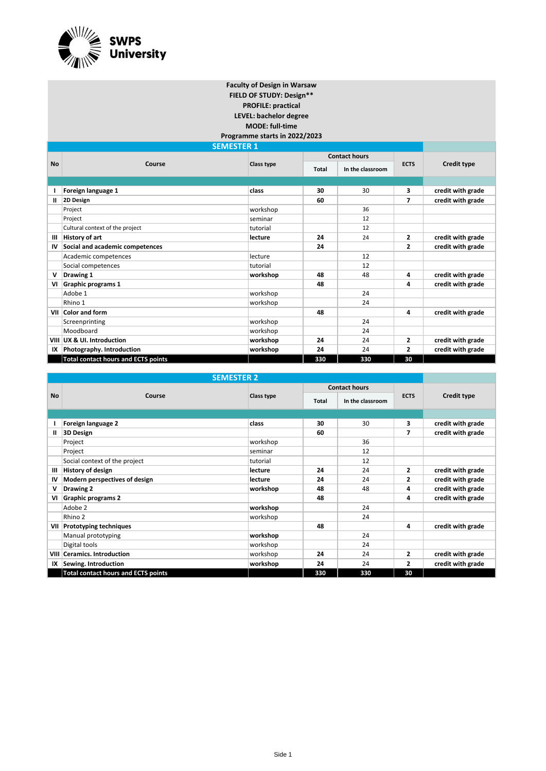SWPS University

**Faculty of Design in Warsaw**
**FIELD OF STUDY: Design****
**PROFILE: practical**
**LEVEL: bachelor degree**
**MODE: full-time**
**Programme starts in 2022/2023**

## SEMESTER 1

| No | Course | Class type | Contact hours | | ECTS | Credit type |
|---|---|---|---|---|---|---|
| | | | Total | In the classroom | | |
| **I** | **Foreign language 1** | **class** | **30** | 30 | **3** | **credit with grade** |
| **II** | **2D Design** | | **60** | | **7** | **credit with grade** |
| | Project | workshop | | 36 | | |
| | Project | seminar | | 12 | | |
| | Cultural context of the project | tutorial | | 12 | | |
| **III** | **History of art** | **lecture** | **24** | 24 | **2** | **credit with grade** |
| **IV** | **Social and academic competences** | | **24** | | **2** | **credit with grade** |
| | Academic competences | lecture | | 12 | | |
| | Social competences | tutorial | | 12 | | |
| **V** | **Drawing 1** | **workshop** | **48** | 48 | **4** | **credit with grade** |
| **VI** | **Graphic programs 1** | | **48** | | **4** | **credit with grade** |
| | Adobe 1 | workshop | | 24 | | |
| | Rhino 1 | workshop | | 24 | | |
| **VII** | **Color and form** | | **48** | | **4** | **credit with grade** |
| | Screenprinting | workshop | | 24 | | |
| | Moodboard | workshop | | 24 | | |
| **VIII** | **UX & UI. Introduction** | **workshop** | **24** | 24 | **2** | **credit with grade** |
| **IX** | **Photography. Introduction** | **workshop** | **24** | 24 | **2** | **credit with grade** |
| | **Total contact hours and ECTS points** | | **330** | **330** | **30** | |

## SEMESTER 2

| No | Course | Class type | Contact hours | | ECTS | Credit type |
|---|---|---|---|---|---|---|
| | | | Total | In the classroom | | |
| **I** | **Foreign language 2** | **class** | **30** | 30 | **3** | **credit with grade** |
| **II** | **3D Design** | | **60** | | **7** | **credit with grade** |
| | Project | workshop | | 36 | | |
| | Project | seminar | | 12 | | |
| | Social context of the project | tutorial | | 12 | | |
| **III** | **History of design** | **lecture** | **24** | 24 | **2** | **credit with grade** |
| **IV** | **Modern perspectives of design** | **lecture** | **24** | 24 | **2** | **credit with grade** |
| **V** | **Drawing 2** | **workshop** | **48** | 48 | **4** | **credit with grade** |
| **VI** | **Graphic programs 2** | | **48** | | **4** | **credit with grade** |
| | Adobe 2 | **workshop** | | 24 | | |
| | Rhino 2 | workshop | | 24 | | |
| **VII** | **Prototyping techniques** | | **48** | | **4** | **credit with grade** |
| | Manual prototyping | **workshop** | | 24 | | |
| | Digital tools | workshop | | 24 | | |
| **VIII** | **Ceramics. Introduction** | workshop | **24** | 24 | **2** | **credit with grade** |
| **IX** | **Sewing. Introduction** | **workshop** | **24** | 24 | **2** | **credit with grade** |
| | **Total contact hours and ECTS points** | | **330** | **330** | **30** | |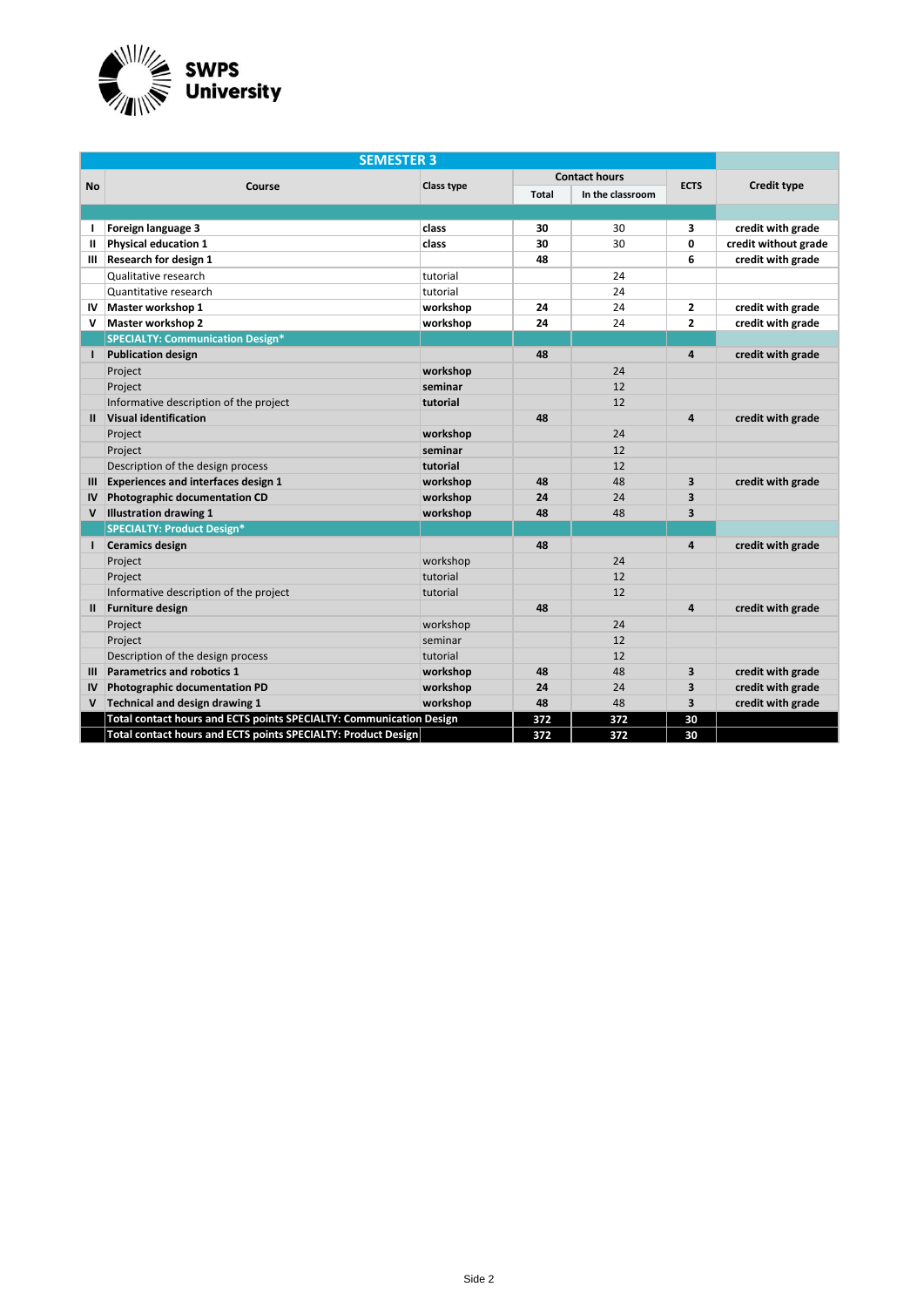**SWPS University**

| No | Course | Class type | Contact hours | | ECTS | Credit type |
|---|---|---|---|---|---|---|
| | | | Total | In the classroom | | |
| **SEMESTER 3** | | | | | | |
| **I** | **Foreign language 3** | **class** | **30** | 30 | **3** | **credit with grade** |
| **II** | **Physical education 1** | **class** | **30** | 30 | **0** | **credit without grade** |
| **III** | **Research for design 1** | | **48** | | **6** | **credit with grade** |
| | Qualitative research | tutorial | | 24 | | |
| | Quantitative research | tutorial | | 24 | | |
| **IV** | **Master workshop 1** | **workshop** | **24** | 24 | **2** | **credit with grade** |
| **V** | **Master workshop 2** | **workshop** | **24** | 24 | **2** | **credit with grade** |
| | **SPECIALTY: Communication Design*** | | | | | |
| **I** | **Publication design** | | **48** | | **4** | **credit with grade** |
| | Project | **workshop** | | 24 | | |
| | Project | **seminar** | | 12 | | |
| | Informative description of the project | **tutorial** | | 12 | | |
| **II** | **Visual identification** | | **48** | | **4** | **credit with grade** |
| | Project | **workshop** | | 24 | | |
| | Project | **seminar** | | 12 | | |
| | Description of the design process | **tutorial** | | 12 | | |
| **III** | **Experiences and interfaces design 1** | **workshop** | **48** | 48 | **3** | **credit with grade** |
| **IV** | **Photographic documentation CD** | **workshop** | **24** | 24 | **3** | |
| **V** | **Illustration drawing 1** | **workshop** | **48** | 48 | **3** | |
| | **SPECIALTY: Product Design*** | | | | | |
| **I** | **Ceramics design** | | **48** | | **4** | **credit with grade** |
| | Project | workshop | | 24 | | |
| | Project | tutorial | | 12 | | |
| | Informative description of the project | tutorial | | 12 | | |
| **II** | **Furniture design** | | **48** | | **4** | **credit with grade** |
| | Project | workshop | | 24 | | |
| | Project | seminar | | 12 | | |
| | Description of the design process | tutorial | | 12 | | |
| **III** | **Parametrics and robotics 1** | **workshop** | **48** | 48 | **3** | **credit with grade** |
| **IV** | **Photographic documentation PD** | **workshop** | **24** | 24 | **3** | **credit with grade** |
| **V** | **Technical and design drawing 1** | **workshop** | **48** | 48 | **3** | **credit with grade** |
| | **Total contact hours and ECTS points SPECIALTY: Communication Design** | | **372** | **372** | **30** | |
| | **Total contact hours and ECTS points SPECIALTY: Product Design** | | **372** | **372** | **30** | |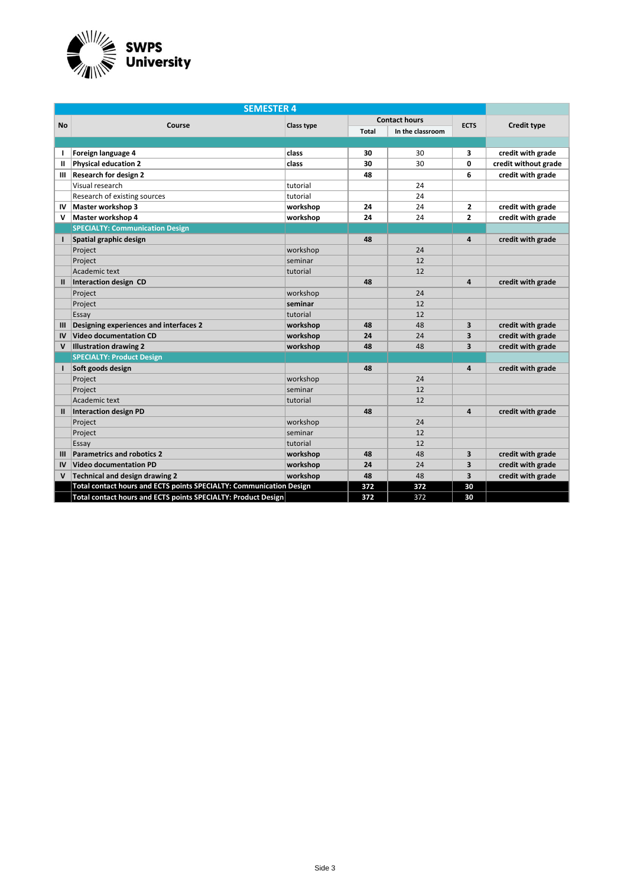| SEMESTER 4 | | | | | | |
|---|---|---|---|---|---|---|
| **No** | **Course** | **Class type** | **Contact hours** | | **ECTS** | **Credit type** |
| | | | **Total** | **In the classroom** | | |
| | | | | | | |
| **I** | **Foreign language 4** | **class** | **30** | 30 | **3** | **credit with grade** |
| **II** | **Physical education 2** | **class** | **30** | 30 | **0** | **credit without grade** |
| **III** | **Research for design 2** | | **48** | | **6** | **credit with grade** |
| | Visual research | tutorial | | 24 | | |
| | Research of existing sources | tutorial | | 24 | | |
| **IV** | **Master workshop 3** | **workshop** | **24** | 24 | **2** | **credit with grade** |
| **V** | **Master workshop 4** | **workshop** | **24** | 24 | **2** | **credit with grade** |
| | **SPECIALTY: Communication Design** | | | | | |
| **I** | **Spatial graphic design** | | **48** | | **4** | **credit with grade** |
| | Project | workshop | | 24 | | |
| | Project | seminar | | 12 | | |
| | Academic text | tutorial | | 12 | | |
| **II** | **Interaction design CD** | | **48** | | **4** | **credit with grade** |
| | Project | workshop | | 24 | | |
| | Project | **seminar** | | 12 | | |
| | Essay | tutorial | | 12 | | |
| **III** | **Designing experiences and interfaces 2** | **workshop** | **48** | 48 | **3** | **credit with grade** |
| **IV** | **Video documentation CD** | **workshop** | **24** | 24 | **3** | **credit with grade** |
| **V** | **Illustration drawing 2** | **workshop** | **48** | 48 | **3** | **credit with grade** |
| | **SPECIALTY: Product Design** | | | | | |
| **I** | **Soft goods design** | | **48** | | **4** | **credit with grade** |
| | Project | workshop | | 24 | | |
| | Project | seminar | | 12 | | |
| | Academic text | tutorial | | 12 | | |
| **II** | **Interaction design PD** | | **48** | | **4** | **credit with grade** |
| | Project | workshop | | 24 | | |
| | Project | seminar | | 12 | | |
| | Essay | tutorial | | 12 | | |
| **III** | **Parametrics and robotics 2** | **workshop** | **48** | 48 | **3** | **credit with grade** |
| **IV** | **Video documentation PD** | **workshop** | **24** | 24 | **3** | **credit with grade** |
| **V** | **Technical and design drawing 2** | **workshop** | **48** | 48 | **3** | **credit with grade** |
| | **Total contact hours and ECTS points SPECIALTY: Communication Design** | | **372** | **372** | **30** | |
| | **Total contact hours and ECTS points SPECIALTY: Product Design** | | **372** | 372 | **30** | |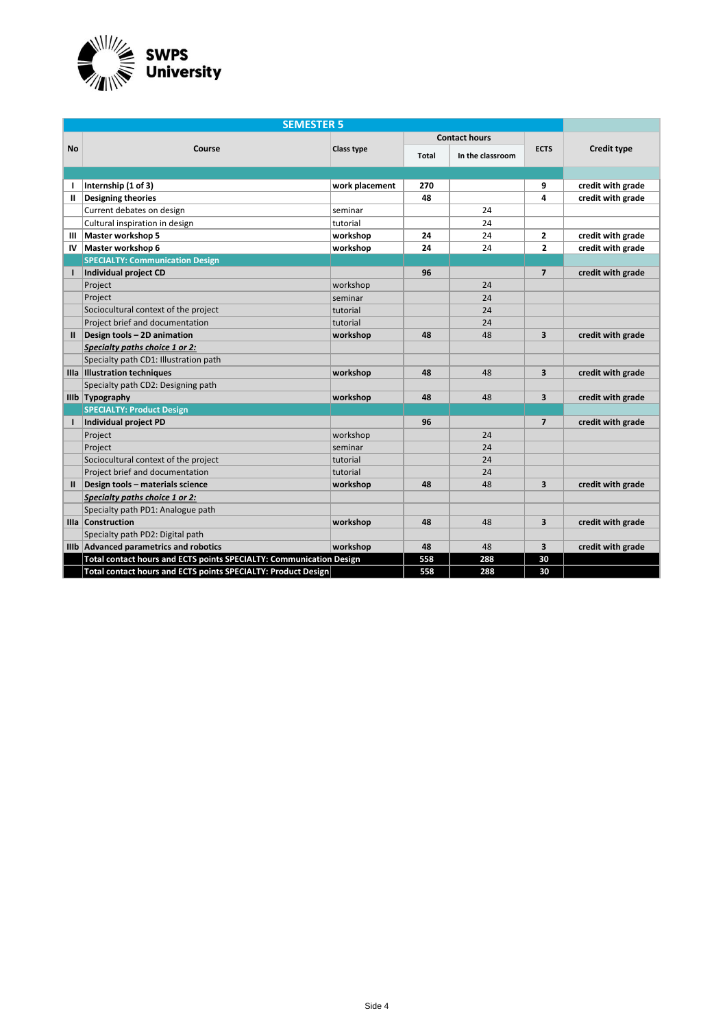**SWPS University**

| No | Course | Class type | Contact hours | | ECTS | Credit type |
|---|---|---|---|---|---|---|
| | | | Total | In the classroom | | |
| | **SEMESTER 5** | | | | | |
| **I** | **Internship (1 of 3)** | **work placement** | **270** | | **9** | **credit with grade** |
| **II** | **Designing theories** | | **48** | | **4** | **credit with grade** |
| | Current debates on design | seminar | | 24 | | |
| | Cultural inspiration in design | tutorial | | 24 | | |
| **III** | **Master workshop 5** | **workshop** | **24** | 24 | **2** | **credit with grade** |
| **IV** | **Master workshop 6** | **workshop** | **24** | 24 | **2** | **credit with grade** |
| | **SPECIALTY: Communication Design** | | | | | |
| **I** | **Individual project CD** | | **96** | | **7** | **credit with grade** |
| | Project | workshop | | 24 | | |
| | Project | seminar | | 24 | | |
| | Sociocultural context of the project | tutorial | | 24 | | |
| | Project brief and documentation | tutorial | | 24 | | |
| **II** | **Design tools – 2D animation** | **workshop** | **48** | 48 | **3** | **credit with grade** |
| | ***Specialty paths choice 1 or 2:*** | | | | | |
| | Specialty path CD1: Illustration path | | | | | |
| **IIIa** | **Illustration techniques** | **workshop** | **48** | 48 | **3** | **credit with grade** |
| | Specialty path CD2: Designing path | | | | | |
| **IIIb** | **Typography** | **workshop** | **48** | 48 | **3** | **credit with grade** |
| | **SPECIALTY: Product Design** | | | | | |
| **I** | **Individual project PD** | | **96** | | **7** | **credit with grade** |
| | Project | workshop | | 24 | | |
| | Project | seminar | | 24 | | |
| | Sociocultural context of the project | tutorial | | 24 | | |
| | Project brief and documentation | tutorial | | 24 | | |
| **II** | **Design tools – materials science** | **workshop** | **48** | 48 | **3** | **credit with grade** |
| | ***Specialty paths choice 1 or 2:*** | | | | | |
| | Specialty path PD1: Analogue path | | | | | |
| **IIIa** | **Construction** | **workshop** | **48** | 48 | **3** | **credit with grade** |
| | Specialty path PD2: Digital path | | | | | |
| **IIIb** | **Advanced parametrics and robotics** | **workshop** | **48** | 48 | **3** | **credit with grade** |
| | **Total contact hours and ECTS points SPECIALTY: Communication Design** | | **558** | **288** | **30** | |
| | **Total contact hours and ECTS points SPECIALTY: Product Design** | | **558** | **288** | **30** | |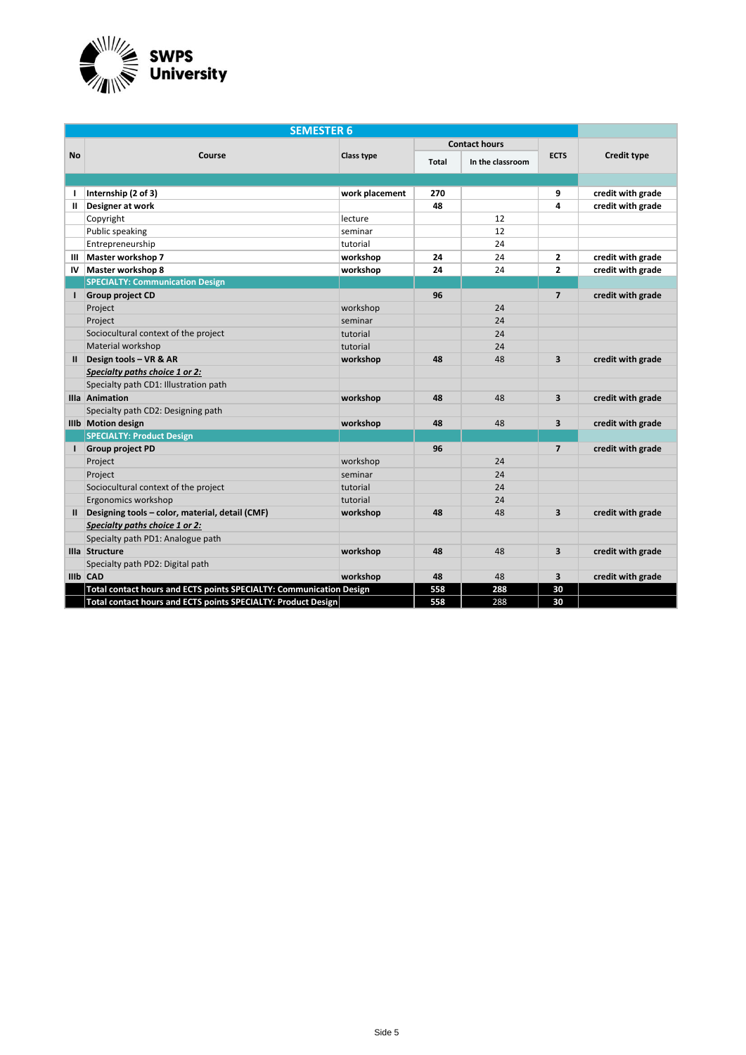**SWPS University**

| No | Course | Class type | Contact hours | | ECTS | Credit type |
|---|---|---|---|---|---|---|
| | | | Total | In the classroom | | |
| **SEMESTER 6** | | | | | | |
| **I** | **Internship (2 of 3)** | **work placement** | **270** | | **9** | **credit with grade** |
| **II** | **Designer at work** | | **48** | | **4** | **credit with grade** |
| | Copyright | lecture | | 12 | | |
| | Public speaking | seminar | | 12 | | |
| | Entrepreneurship | tutorial | | 24 | | |
| **III** | **Master workshop 7** | **workshop** | **24** | 24 | **2** | **credit with grade** |
| **IV** | **Master workshop 8** | **workshop** | **24** | 24 | **2** | **credit with grade** |
| | **SPECIALTY: Communication Design** | | | | | |
| **I** | **Group project CD** | | **96** | | **7** | **credit with grade** |
| | Project | workshop | | 24 | | |
| | Project | seminar | | 24 | | |
| | Sociocultural context of the project | tutorial | | 24 | | |
| | Material workshop | tutorial | | 24 | | |
| **II** | **Design tools – VR & AR** | **workshop** | **48** | 48 | **3** | **credit with grade** |
| | ***Specialty paths choice 1 or 2:*** | | | | | |
| | Specialty path CD1: Illustration path | | | | | |
| **IIIa** | **Animation** | **workshop** | **48** | 48 | **3** | **credit with grade** |
| | Specialty path CD2: Designing path | | | | | |
| **IIIb** | **Motion design** | **workshop** | **48** | 48 | **3** | **credit with grade** |
| | **SPECIALTY: Product Design** | | | | | |
| **I** | **Group project PD** | | **96** | | **7** | **credit with grade** |
| | Project | workshop | | 24 | | |
| | Project | seminar | | 24 | | |
| | Sociocultural context of the project | tutorial | | 24 | | |
| | Ergonomics workshop | tutorial | | 24 | | |
| **II** | **Designing tools – color, material, detail (CMF)** | **workshop** | **48** | 48 | **3** | **credit with grade** |
| | ***Specialty paths choice 1 or 2:*** | | | | | |
| | Specialty path PD1: Analogue path | | | | | |
| **IIIa** | **Structure** | **workshop** | **48** | 48 | **3** | **credit with grade** |
| | Specialty path PD2: Digital path | | | | | |
| **IIIb** | **CAD** | **workshop** | **48** | 48 | **3** | **credit with grade** |
| | **Total contact hours and ECTS points SPECIALTY: Communication Design** | | **558** | **288** | **30** | |
| | **Total contact hours and ECTS points SPECIALTY: Product Design** | | **558** | 288 | **30** | |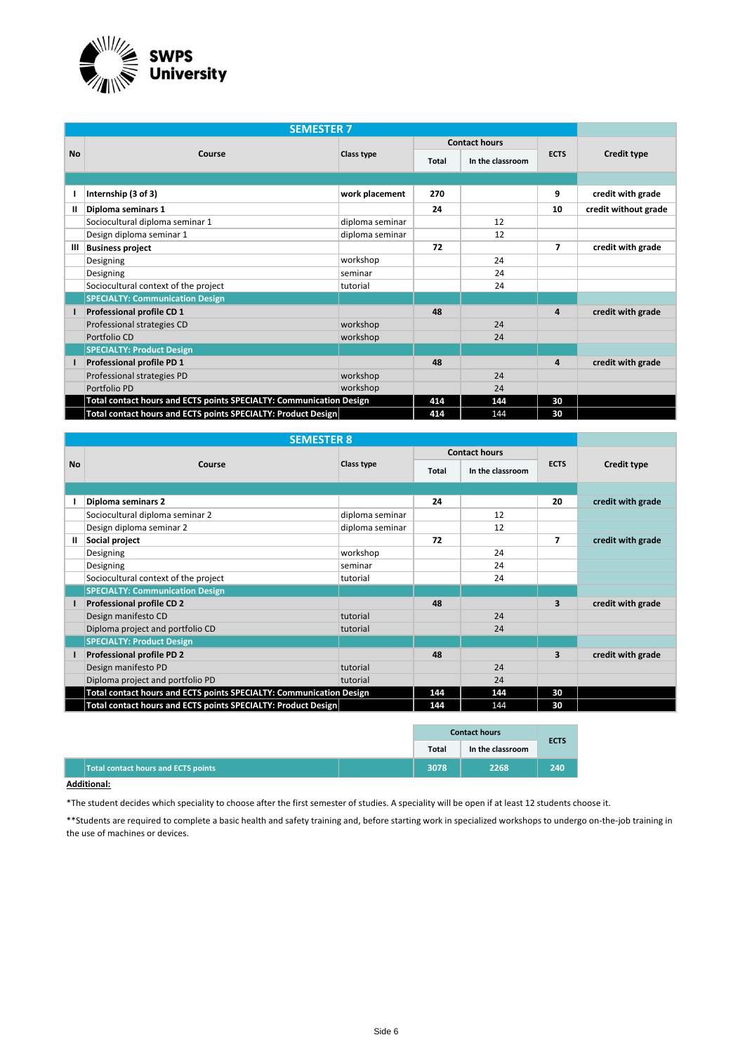**SWPS University**

| No | Course | Class type | Contact hours | | ECTS | Credit type |
|---|---|---|---|---|---|---|
| | **SEMESTER 7** | | Total | In the classroom | | |
| I | **Internship (3 of 3)** | **work placement** | **270** | | **9** | **credit with grade** |
| II | **Diploma seminars 1** | | **24** | | **10** | **credit without grade** |
| | Sociocultural diploma seminar 1 | diploma seminar | | 12 | | |
| | Design diploma seminar 1 | diploma seminar | | 12 | | |
| III | **Business project** | | **72** | | **7** | **credit with grade** |
| | Designing | workshop | | 24 | | |
| | Designing | seminar | | 24 | | |
| | Sociocultural context of the project | tutorial | | 24 | | |
| | **SPECIALTY: Communication Design** | | | | | |
| I | **Professional profile CD 1** | | **48** | | **4** | **credit with grade** |
| | Professional strategies CD | workshop | | 24 | | |
| | Portfolio CD | workshop | | 24 | | |
| | **SPECIALTY: Product Design** | | | | | |
| I | **Professional profile PD 1** | | **48** | | **4** | **credit with grade** |
| | Professional strategies PD | workshop | | 24 | | |
| | Portfolio PD | workshop | | 24 | | |
| | **Total contact hours and ECTS points SPECIALTY: Communication Design** | | **414** | **144** | **30** | |
| | **Total contact hours and ECTS points SPECIALTY: Product Design** | | **414** | 144 | **30** | |

| No | Course | Class type | Contact hours | | ECTS | Credit type |
|---|---|---|---|---|---|---|
| | **SEMESTER 8** | | Total | In the classroom | | |
| I | **Diploma seminars 2** | | **24** | | **20** | **credit with grade** |
| | Sociocultural diploma seminar 2 | diploma seminar | | 12 | | |
| | Design diploma seminar 2 | diploma seminar | | 12 | | |
| II | **Social project** | | **72** | | **7** | **credit with grade** |
| | Designing | workshop | | 24 | | |
| | Designing | seminar | | 24 | | |
| | Sociocultural context of the project | tutorial | | 24 | | |
| | **SPECIALTY: Communication Design** | | | | | |
| I | **Professional profile CD 2** | | **48** | | **3** | **credit with grade** |
| | Design manifesto CD | tutorial | | 24 | | |
| | Diploma project and portfolio CD | tutorial | | 24 | | |
| | **SPECIALTY: Product Design** | | | | | |
| I | **Professional profile PD 2** | | **48** | | **3** | **credit with grade** |
| | Design manifesto PD | tutorial | | 24 | | |
| | Diploma project and portfolio PD | tutorial | | 24 | | |
| | **Total contact hours and ECTS points SPECIALTY: Communication Design** | | **144** | **144** | **30** | |
| | **Total contact hours and ECTS points SPECIALTY: Product Design** | | **144** | 144 | **30** | |

| | Contact hours | | ECTS |
|---|---|---|---|
| | Total | In the classroom | |
| **Total contact hours and ECTS points** | **3078** | **2268** | **240** |

**Additional:**

*The student decides which speciality to choose after the first semester of studies. A speciality will be open if at least 12 students choose it.

**Students are required to complete a basic health and safety training and, before starting work in specialized workshops to undergo on-the-job training in the use of machines or devices.